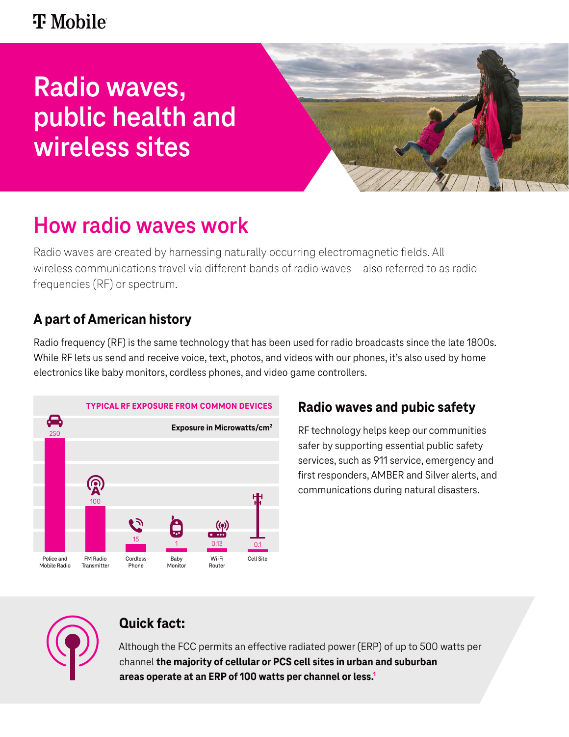T Mobile

# Radio waves, public health and wireless sites

## How radio waves work

Radio waves are created by harnessing naturally occurring electromagnetic fields. All wireless communications travel via different bands of radio waves—also referred to as radio frequencies (RF) or spectrum.

### A part of American history

Radio frequency (RF) is the same technology that has been used for radio broadcasts since the late 1800s. While RF lets us send and receive voice, text, photos, and videos with our phones, it's also used by home electronics like baby monitors, cordless phones, and video game controllers.

TYPICAL RF EXPOSURE FROM COMMON DEVICES

Exposure in Microwatts/cm²

250
Police and Mobile Radio

100
FM Radio Transmitter

15
Cordless Phone

1
Baby Monitor

0.13
Wi-Fi Router

0.1
Cell Site

### Radio waves and pubic safety

RF technology helps keep our communities safer by supporting essential public safety services, such as 911 service, emergency and first responders, AMBER and Silver alerts, and communications during natural disasters.

### Quick fact:

Although the FCC permits an effective radiated power (ERP) of up to 500 watts per channel **the majority of cellular or PCS cell sites in urban and suburban areas operate at an ERP of 100 watts per channel or less.**[1]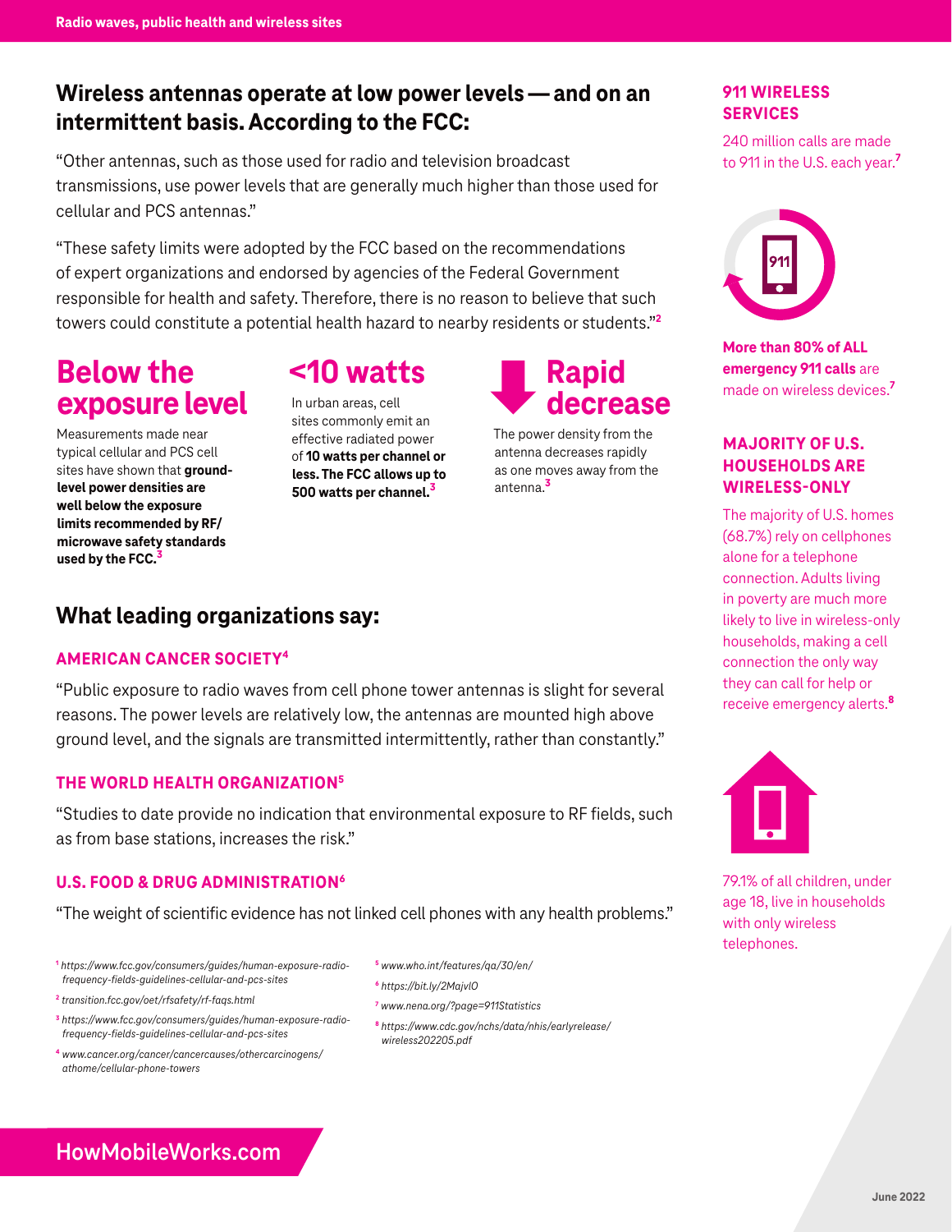## Wireless antennas operate at low power levels — and on an intermittent basis. According to the FCC:

"Other antennas, such as those used for radio and television broadcast transmissions, use power levels that are generally much higher than those used for cellular and PCS antennas."

"These safety limits were adopted by the FCC based on the recommendations of expert organizations and endorsed by agencies of the Federal Government responsible for health and safety. Therefore, there is no reason to believe that such towers could constitute a potential health hazard to nearby residents or students."[2]

### Below the exposure level

Measurements made near typical cellular and PCS cell sites have shown that **ground-level power densities are well below the exposure limits recommended by RF/ microwave safety standards used by the FCC.**[3]

### <10 watts

In urban areas, cell sites commonly emit an effective radiated power of **10 watts per channel or less. The FCC allows up to 500 watts per channel.**[3]

### Rapid decrease

The power density from the antenna decreases rapidly as one moves away from the antenna.[3]

## What leading organizations say:

### AMERICAN CANCER SOCIETY[4]

"Public exposure to radio waves from cell phone tower antennas is slight for several reasons. The power levels are relatively low, the antennas are mounted high above ground level, and the signals are transmitted intermittently, rather than constantly."

### THE WORLD HEALTH ORGANIZATION[5]

"Studies to date provide no indication that environmental exposure to RF fields, such as from base stations, increases the risk."

### U.S. FOOD & DRUG ADMINISTRATION[6]

"The weight of scientific evidence has not linked cell phones with any health problems."

### 911 WIRELESS SERVICES

240 million calls are made to 911 in the U.S. each year.[7]

**More than 80% of ALL emergency 911 calls** are made on wireless devices.[7]

### MAJORITY OF U.S. HOUSEHOLDS ARE WIRELESS-ONLY

The majority of U.S. homes (68.7%) rely on cellphones alone for a telephone connection. Adults living in poverty are much more likely to live in wireless-only households, making a cell connection the only way they can call for help or receive emergency alerts.[8]

79.1% of all children, under age 18, live in households with only wireless telephones.

---

[1] *https://www.fcc.gov/consumers/guides/human-exposure-radio-frequency-fields-guidelines-cellular-and-pcs-sites*

[2] *transition.fcc.gov/oet/rfsafety/rf-faqs.html*

[3] *https://www.fcc.gov/consumers/guides/human-exposure-radio-frequency-fields-guidelines-cellular-and-pcs-sites*

[4] *www.cancer.org/cancer/cancercauses/othercarcinogens/athome/cellular-phone-towers*

[5] *www.who.int/features/qa/30/en/*

[6] *https://bit.ly/2MajvlO*

[7] *www.nena.org/?page=911Statistics*

[8] *https://www.cdc.gov/nchs/data/nhis/earlyrelease/wireless202205.pdf*

HowMobileWorks.com

June 2022